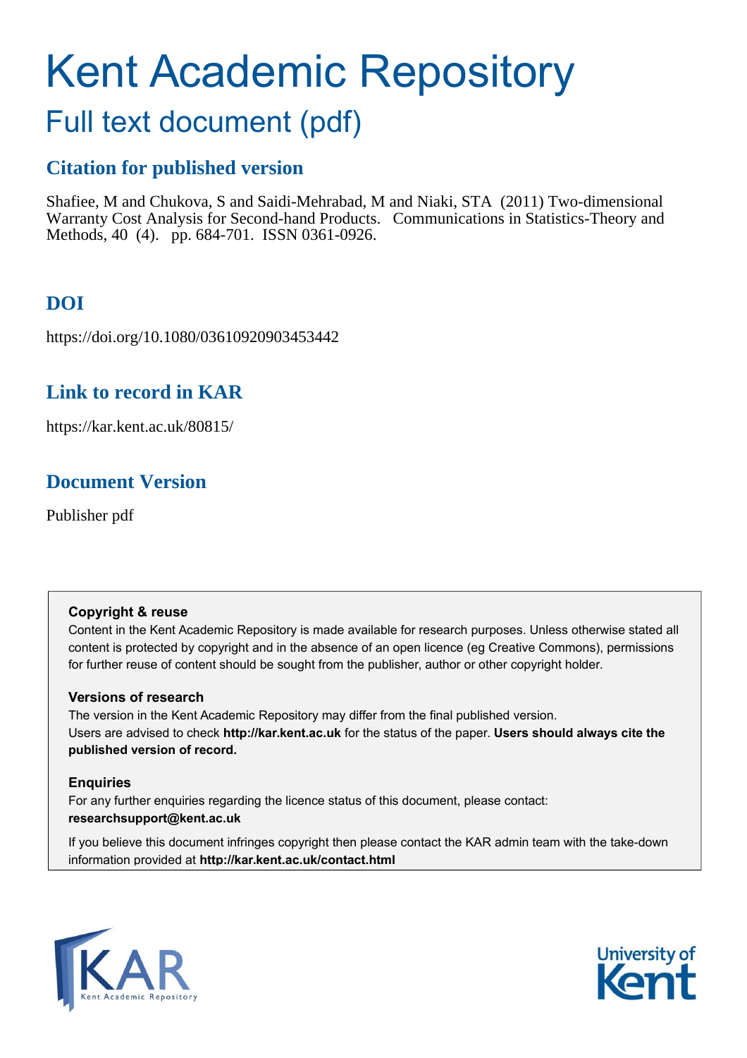# Kent Academic Repository

## Full text document (pdf)

### Citation for published version

Shafiee, M and Chukova, S and Saidi-Mehrabad, M and Niaki, STA (2011) Two-dimensional Warranty Cost Analysis for Second-hand Products. Communications in Statistics-Theory and Methods, 40 (4). pp. 684-701. ISSN 0361-0926.

### DOI

https://doi.org/10.1080/03610920903453442

### Link to record in KAR

https://kar.kent.ac.uk/80815/

### Document Version

Publisher pdf

**Copyright & reuse**

Content in the Kent Academic Repository is made available for research purposes. Unless otherwise stated all content is protected by copyright and in the absence of an open licence (eg Creative Commons), permissions for further reuse of content should be sought from the publisher, author or other copyright holder.

**Versions of research**

The version in the Kent Academic Repository may differ from the final published version. Users are advised to check **http://kar.kent.ac.uk** for the status of the paper. **Users should always cite the published version of record.**

**Enquiries**

For any further enquiries regarding the licence status of this document, please contact: **researchsupport@kent.ac.uk**

If you believe this document infringes copyright then please contact the KAR admin team with the take-down information provided at **http://kar.kent.ac.uk/contact.html**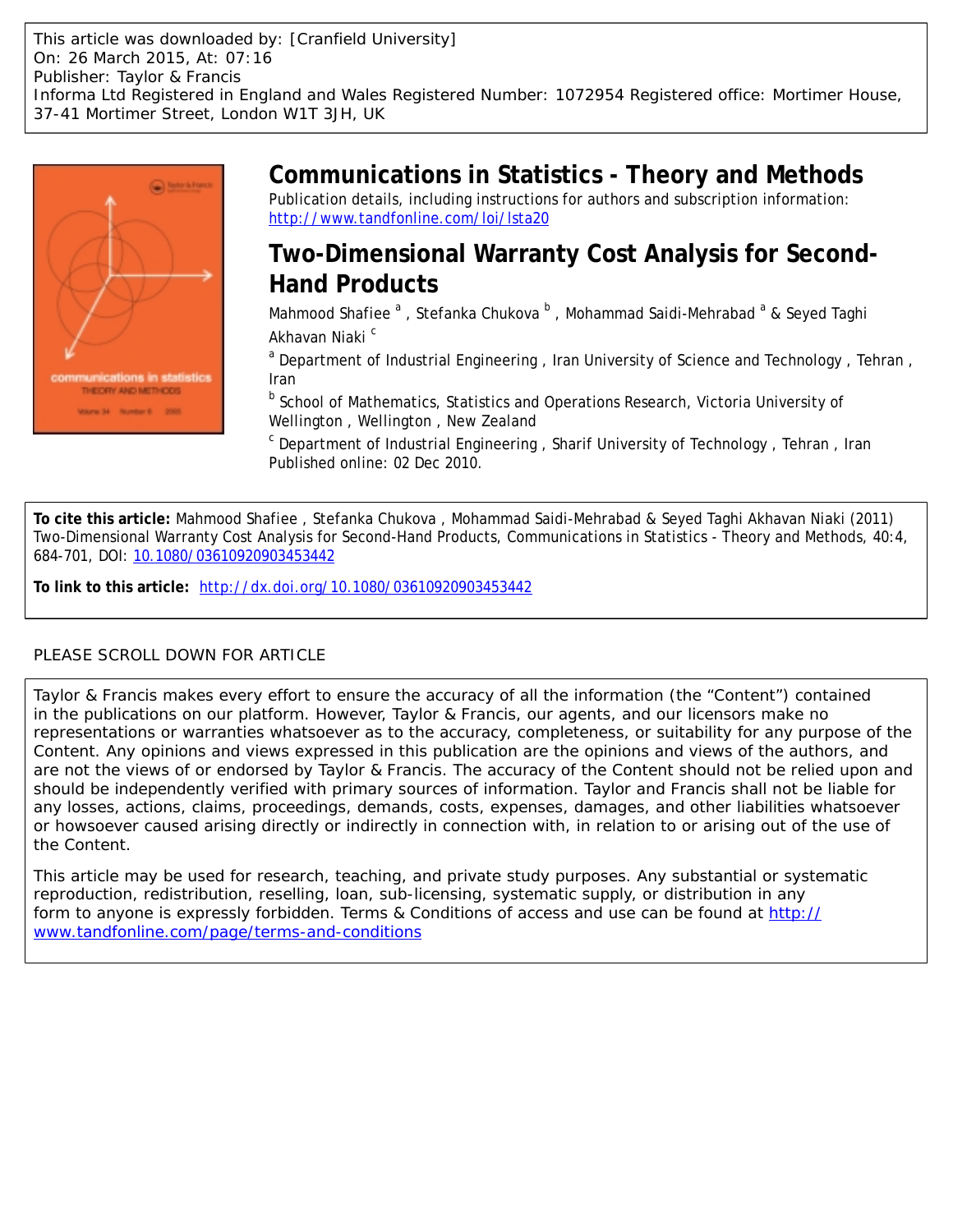This article was downloaded by: [Cranfield University]
On: 26 March 2015, At: 07:16
Publisher: Taylor & Francis
Informa Ltd Registered in England and Wales Registered Number: 1072954 Registered office: Mortimer House, 37-41 Mortimer Street, London W1T 3JH, UK

# Communications in Statistics - Theory and Methods

Publication details, including instructions for authors and subscription information:
http://www.tandfonline.com/loi/lsta20

# Two-Dimensional Warranty Cost Analysis for Second-Hand Products

Mahmood Shafiee [a] , Stefanka Chukova [b] , Mohammad Saidi-Mehrabad [a] & Seyed Taghi Akhavan Niaki [c]

[a] Department of Industrial Engineering , Iran University of Science and Technology , Tehran , Iran

[b] School of Mathematics, Statistics and Operations Research, Victoria University of Wellington , Wellington , New Zealand

[c] Department of Industrial Engineering , Sharif University of Technology , Tehran , Iran

Published online: 02 Dec 2010.

**To cite this article:** Mahmood Shafiee , Stefanka Chukova , Mohammad Saidi-Mehrabad & Seyed Taghi Akhavan Niaki (2011) Two-Dimensional Warranty Cost Analysis for Second-Hand Products, Communications in Statistics - Theory and Methods, 40:4, 684-701, DOI: 10.1080/03610920903453442

**To link to this article:** http://dx.doi.org/10.1080/03610920903453442

PLEASE SCROLL DOWN FOR ARTICLE

Taylor & Francis makes every effort to ensure the accuracy of all the information (the "Content") contained in the publications on our platform. However, Taylor & Francis, our agents, and our licensors make no representations or warranties whatsoever as to the accuracy, completeness, or suitability for any purpose of the Content. Any opinions and views expressed in this publication are the opinions and views of the authors, and are not the views of or endorsed by Taylor & Francis. The accuracy of the Content should not be relied upon and should be independently verified with primary sources of information. Taylor and Francis shall not be liable for any losses, actions, claims, proceedings, demands, costs, expenses, damages, and other liabilities whatsoever or howsoever caused arising directly or indirectly in connection with, in relation to or arising out of the use of the Content.

This article may be used for research, teaching, and private study purposes. Any substantial or systematic reproduction, redistribution, reselling, loan, sub-licensing, systematic supply, or distribution in any form to anyone is expressly forbidden. Terms & Conditions of access and use can be found at http://www.tandfonline.com/page/terms-and-conditions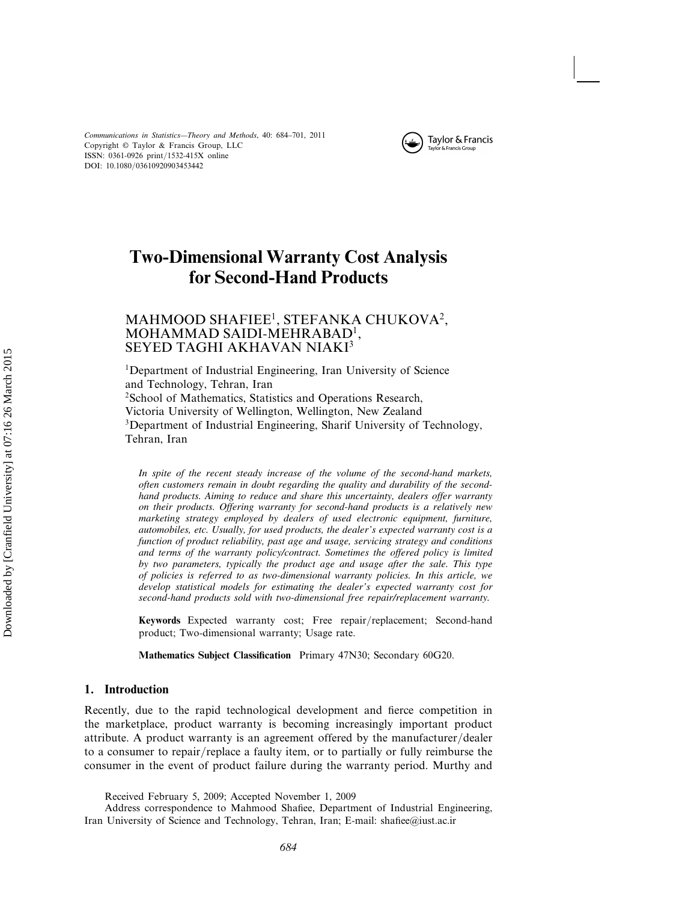# Two-Dimensional Warranty Cost Analysis for Second-Hand Products

MAHMOOD SHAFIEE[1], STEFANKA CHUKOVA[2], MOHAMMAD SAIDI-MEHRABAD[1], SEYED TAGHI AKHAVAN NIAKI[3]

[1]Department of Industrial Engineering, Iran University of Science and Technology, Tehran, Iran

[2]School of Mathematics, Statistics and Operations Research, Victoria University of Wellington, Wellington, New Zealand

[3]Department of Industrial Engineering, Sharif University of Technology, Tehran, Iran

*In spite of the recent steady increase of the volume of the second-hand markets, often customers remain in doubt regarding the quality and durability of the second-hand products. Aiming to reduce and share this uncertainty, dealers offer warranty on their products. Offering warranty for second-hand products is a relatively new marketing strategy employed by dealers of used electronic equipment, furniture, automobiles, etc. Usually, for used products, the dealer's expected warranty cost is a function of product reliability, past age and usage, servicing strategy and conditions and terms of the warranty policy/contract. Sometimes the offered policy is limited by two parameters, typically the product age and usage after the sale. This type of policies is referred to as two-dimensional warranty policies. In this article, we develop statistical models for estimating the dealer's expected warranty cost for second-hand products sold with two-dimensional free repair/replacement warranty.*

**Keywords** Expected warranty cost; Free repair/replacement; Second-hand product; Two-dimensional warranty; Usage rate.

**Mathematics Subject Classification** Primary 47N30; Secondary 60G20.

## 1. Introduction

Recently, due to the rapid technological development and fierce competition in the marketplace, product warranty is becoming increasingly important product attribute. A product warranty is an agreement offered by the manufacturer/dealer to a consumer to repair/replace a faulty item, or to partially or fully reimburse the consumer in the event of product failure during the warranty period. Murthy and

Received February 5, 2009; Accepted November 1, 2009

Address correspondence to Mahmood Shafiee, Department of Industrial Engineering, Iran University of Science and Technology, Tehran, Iran; E-mail: shafiee@iust.ac.ir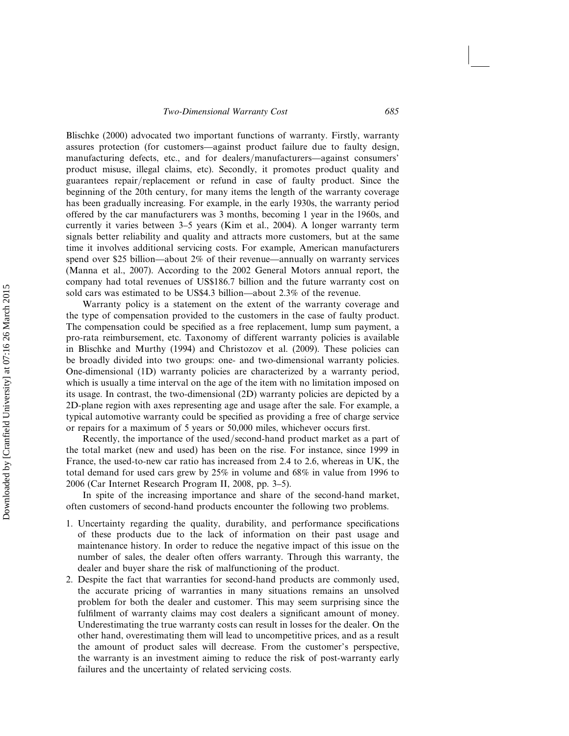Blischke (2000) advocated two important functions of warranty. Firstly, warranty assures protection (for customers—against product failure due to faulty design, manufacturing defects, etc., and for dealers/manufacturers—against consumers' product misuse, illegal claims, etc). Secondly, it promotes product quality and guarantees repair/replacement or refund in case of faulty product. Since the beginning of the 20th century, for many items the length of the warranty coverage has been gradually increasing. For example, in the early 1930s, the warranty period offered by the car manufacturers was 3 months, becoming 1 year in the 1960s, and currently it varies between 3–5 years (Kim et al., 2004). A longer warranty term signals better reliability and quality and attracts more customers, but at the same time it involves additional servicing costs. For example, American manufacturers spend over $25 billion—about 2% of their revenue—annually on warranty services (Manna et al., 2007). According to the 2002 General Motors annual report, the company had total revenues of US$186.7 billion and the future warranty cost on sold cars was estimated to be US$4.3 billion—about 2.3% of the revenue.

Warranty policy is a statement on the extent of the warranty coverage and the type of compensation provided to the customers in the case of faulty product. The compensation could be specified as a free replacement, lump sum payment, a pro-rata reimbursement, etc. Taxonomy of different warranty policies is available in Blischke and Murthy (1994) and Christozov et al. (2009). These policies can be broadly divided into two groups: one- and two-dimensional warranty policies. One-dimensional (1D) warranty policies are characterized by a warranty period, which is usually a time interval on the age of the item with no limitation imposed on its usage. In contrast, the two-dimensional (2D) warranty policies are depicted by a 2D-plane region with axes representing age and usage after the sale. For example, a typical automotive warranty could be specified as providing a free of charge service or repairs for a maximum of 5 years or 50,000 miles, whichever occurs first.

Recently, the importance of the used/second-hand product market as a part of the total market (new and used) has been on the rise. For instance, since 1999 in France, the used-to-new car ratio has increased from 2.4 to 2.6, whereas in UK, the total demand for used cars grew by 25% in volume and 68% in value from 1996 to 2006 (Car Internet Research Program II, 2008, pp. 3–5).

In spite of the increasing importance and share of the second-hand market, often customers of second-hand products encounter the following two problems.

1. Uncertainty regarding the quality, durability, and performance specifications of these products due to the lack of information on their past usage and maintenance history. In order to reduce the negative impact of this issue on the number of sales, the dealer often offers warranty. Through this warranty, the dealer and buyer share the risk of malfunctioning of the product.
2. Despite the fact that warranties for second-hand products are commonly used, the accurate pricing of warranties in many situations remains an unsolved problem for both the dealer and customer. This may seem surprising since the fulfilment of warranty claims may cost dealers a significant amount of money. Underestimating the true warranty costs can result in losses for the dealer. On the other hand, overestimating them will lead to uncompetitive prices, and as a result the amount of product sales will decrease. From the customer's perspective, the warranty is an investment aiming to reduce the risk of post-warranty early failures and the uncertainty of related servicing costs.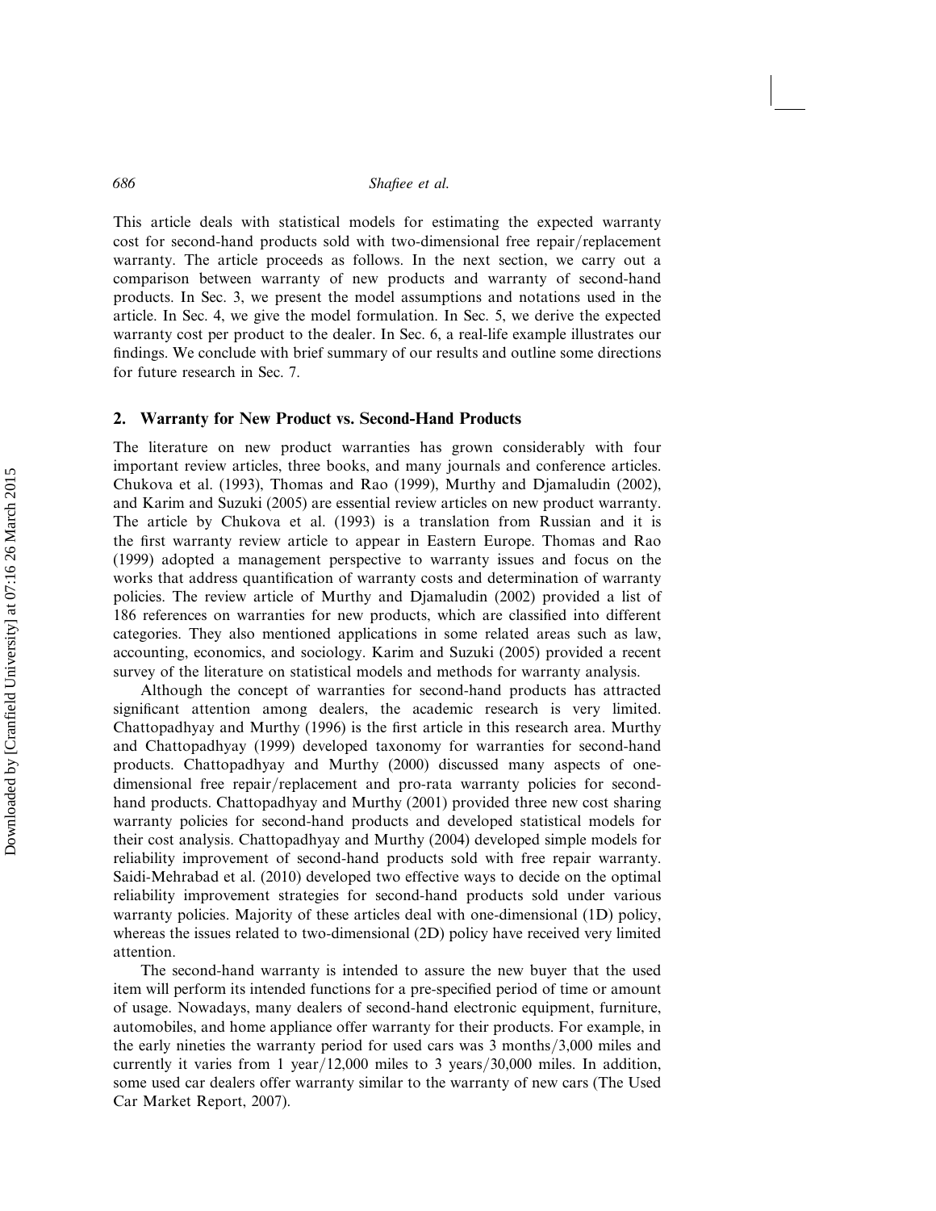This article deals with statistical models for estimating the expected warranty cost for second-hand products sold with two-dimensional free repair/replacement warranty. The article proceeds as follows. In the next section, we carry out a comparison between warranty of new products and warranty of second-hand products. In Sec. 3, we present the model assumptions and notations used in the article. In Sec. 4, we give the model formulation. In Sec. 5, we derive the expected warranty cost per product to the dealer. In Sec. 6, a real-life example illustrates our findings. We conclude with brief summary of our results and outline some directions for future research in Sec. 7.

## 2. Warranty for New Product vs. Second-Hand Products

The literature on new product warranties has grown considerably with four important review articles, three books, and many journals and conference articles. Chukova et al. (1993), Thomas and Rao (1999), Murthy and Djamaludin (2002), and Karim and Suzuki (2005) are essential review articles on new product warranty. The article by Chukova et al. (1993) is a translation from Russian and it is the first warranty review article to appear in Eastern Europe. Thomas and Rao (1999) adopted a management perspective to warranty issues and focus on the works that address quantification of warranty costs and determination of warranty policies. The review article of Murthy and Djamaludin (2002) provided a list of 186 references on warranties for new products, which are classified into different categories. They also mentioned applications in some related areas such as law, accounting, economics, and sociology. Karim and Suzuki (2005) provided a recent survey of the literature on statistical models and methods for warranty analysis.

Although the concept of warranties for second-hand products has attracted significant attention among dealers, the academic research is very limited. Chattopadhyay and Murthy (1996) is the first article in this research area. Murthy and Chattopadhyay (1999) developed taxonomy for warranties for second-hand products. Chattopadhyay and Murthy (2000) discussed many aspects of one-dimensional free repair/replacement and pro-rata warranty policies for second-hand products. Chattopadhyay and Murthy (2001) provided three new cost sharing warranty policies for second-hand products and developed statistical models for their cost analysis. Chattopadhyay and Murthy (2004) developed simple models for reliability improvement of second-hand products sold with free repair warranty. Saidi-Mehrabad et al. (2010) developed two effective ways to decide on the optimal reliability improvement strategies for second-hand products sold under various warranty policies. Majority of these articles deal with one-dimensional (1D) policy, whereas the issues related to two-dimensional (2D) policy have received very limited attention.

The second-hand warranty is intended to assure the new buyer that the used item will perform its intended functions for a pre-specified period of time or amount of usage. Nowadays, many dealers of second-hand electronic equipment, furniture, automobiles, and home appliance offer warranty for their products. For example, in the early nineties the warranty period for used cars was 3 months/3,000 miles and currently it varies from 1 year/12,000 miles to 3 years/30,000 miles. In addition, some used car dealers offer warranty similar to the warranty of new cars (The Used Car Market Report, 2007).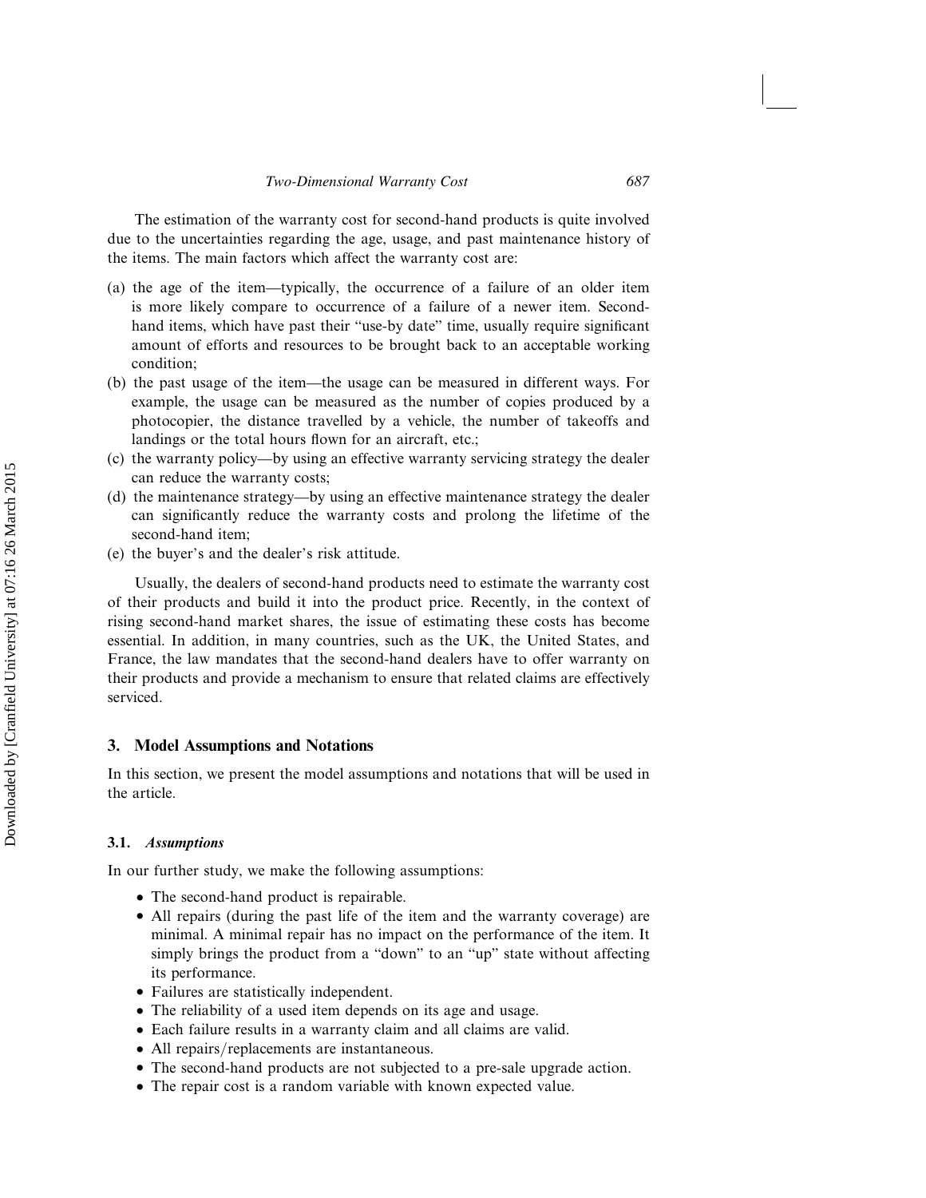The estimation of the warranty cost for second-hand products is quite involved due to the uncertainties regarding the age, usage, and past maintenance history of the items. The main factors which affect the warranty cost are:

(a) the age of the item—typically, the occurrence of a failure of an older item is more likely compare to occurrence of a failure of a newer item. Second-hand items, which have past their "use-by date" time, usually require significant amount of efforts and resources to be brought back to an acceptable working condition;
(b) the past usage of the item—the usage can be measured in different ways. For example, the usage can be measured as the number of copies produced by a photocopier, the distance travelled by a vehicle, the number of takeoffs and landings or the total hours flown for an aircraft, etc.;
(c) the warranty policy—by using an effective warranty servicing strategy the dealer can reduce the warranty costs;
(d) the maintenance strategy—by using an effective maintenance strategy the dealer can significantly reduce the warranty costs and prolong the lifetime of the second-hand item;
(e) the buyer's and the dealer's risk attitude.

Usually, the dealers of second-hand products need to estimate the warranty cost of their products and build it into the product price. Recently, in the context of rising second-hand market shares, the issue of estimating these costs has become essential. In addition, in many countries, such as the UK, the United States, and France, the law mandates that the second-hand dealers have to offer warranty on their products and provide a mechanism to ensure that related claims are effectively serviced.

## 3. Model Assumptions and Notations

In this section, we present the model assumptions and notations that will be used in the article.

### 3.1. *Assumptions*

In our further study, we make the following assumptions:

- The second-hand product is repairable.
- All repairs (during the past life of the item and the warranty coverage) are minimal. A minimal repair has no impact on the performance of the item. It simply brings the product from a "down" to an "up" state without affecting its performance.
- Failures are statistically independent.
- The reliability of a used item depends on its age and usage.
- Each failure results in a warranty claim and all claims are valid.
- All repairs/replacements are instantaneous.
- The second-hand products are not subjected to a pre-sale upgrade action.
- The repair cost is a random variable with known expected value.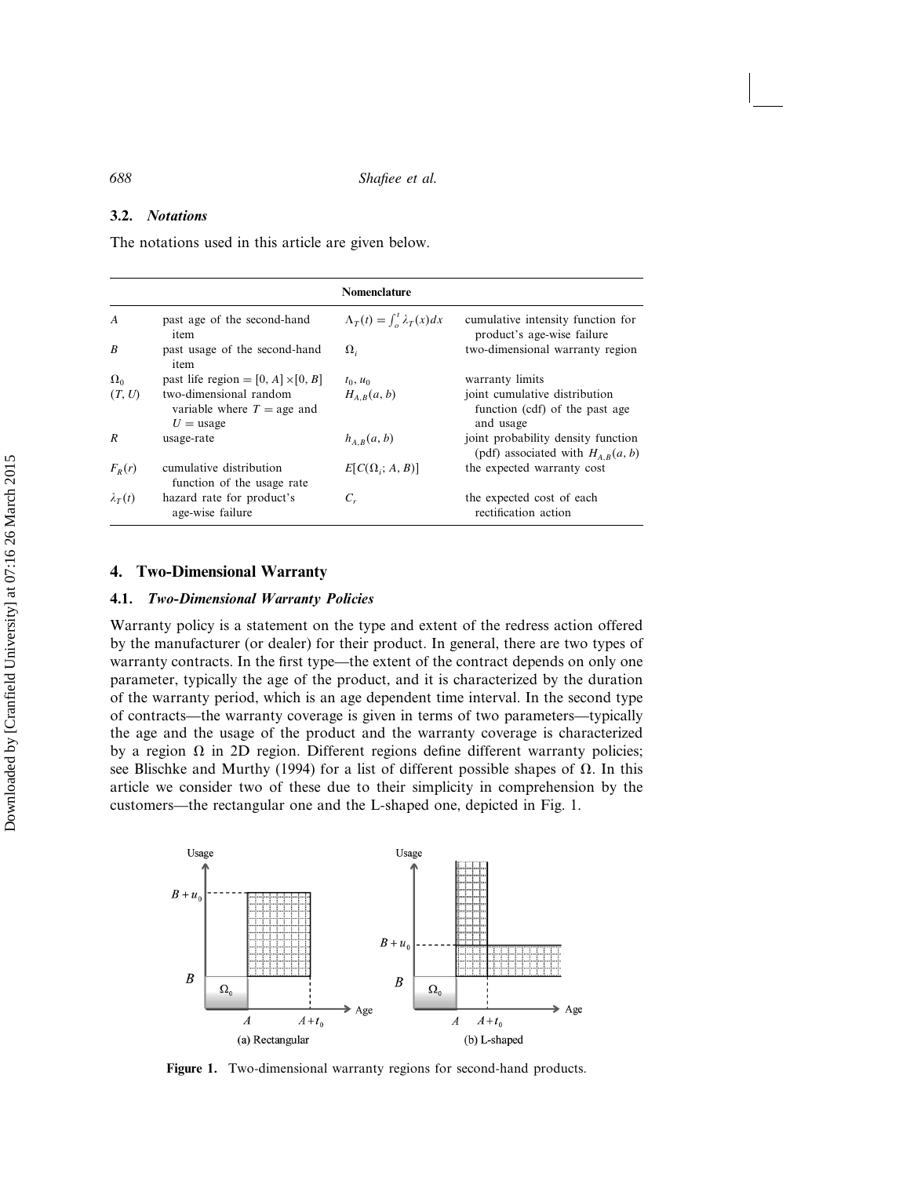### 3.2. *Notations*

The notations used in this article are given below.

| Nomenclature | | | |
|---|---|---|---|
| $A$ | past age of the second-hand item | $\Lambda_T(t) = \int_o^t \lambda_T(x)dx$ | cumulative intensity function for product's age-wise failure |
| $B$ | past usage of the second-hand item | $\Omega_i$ | two-dimensional warranty region |
| $\Omega_0$ | past life region $= [0, A] \times [0, B]$ | $t_0, u_0$ | warranty limits |
| $(T, U)$ | two-dimensional random variable where $T =$ age and $U =$ usage | $H_{A,B}(a, b)$ | joint cumulative distribution function (cdf) of the past age and usage |
| $R$ | usage-rate | $h_{A,B}(a, b)$ | joint probability density function (pdf) associated with $H_{A,B}(a, b)$ |
| $F_R(r)$ | cumulative distribution function of the usage rate | $E[C(\Omega_i; A, B)]$ | the expected warranty cost |
| $\lambda_T(t)$ | hazard rate for product's age-wise failure | $C_r$ | the expected cost of each rectification action |

## 4. Two-Dimensional Warranty

### 4.1. *Two-Dimensional Warranty Policies*

Warranty policy is a statement on the type and extent of the redress action offered by the manufacturer (or dealer) for their product. In general, there are two types of warranty contracts. In the first type—the extent of the contract depends on only one parameter, typically the age of the product, and it is characterized by the duration of the warranty period, which is an age dependent time interval. In the second type of contracts—the warranty coverage is given in terms of two parameters—typically the age and the usage of the product and the warranty coverage is characterized by a region $\Omega$ in 2D region. Different regions define different warranty policies; see Blischke and Murthy (1994) for a list of different possible shapes of $\Omega$. In this article we consider two of these due to their simplicity in comprehension by the customers—the rectangular one and the L-shaped one, depicted in Fig. 1.

(a) Rectangular (b) L-shaped

**Figure 1.** Two-dimensional warranty regions for second-hand products.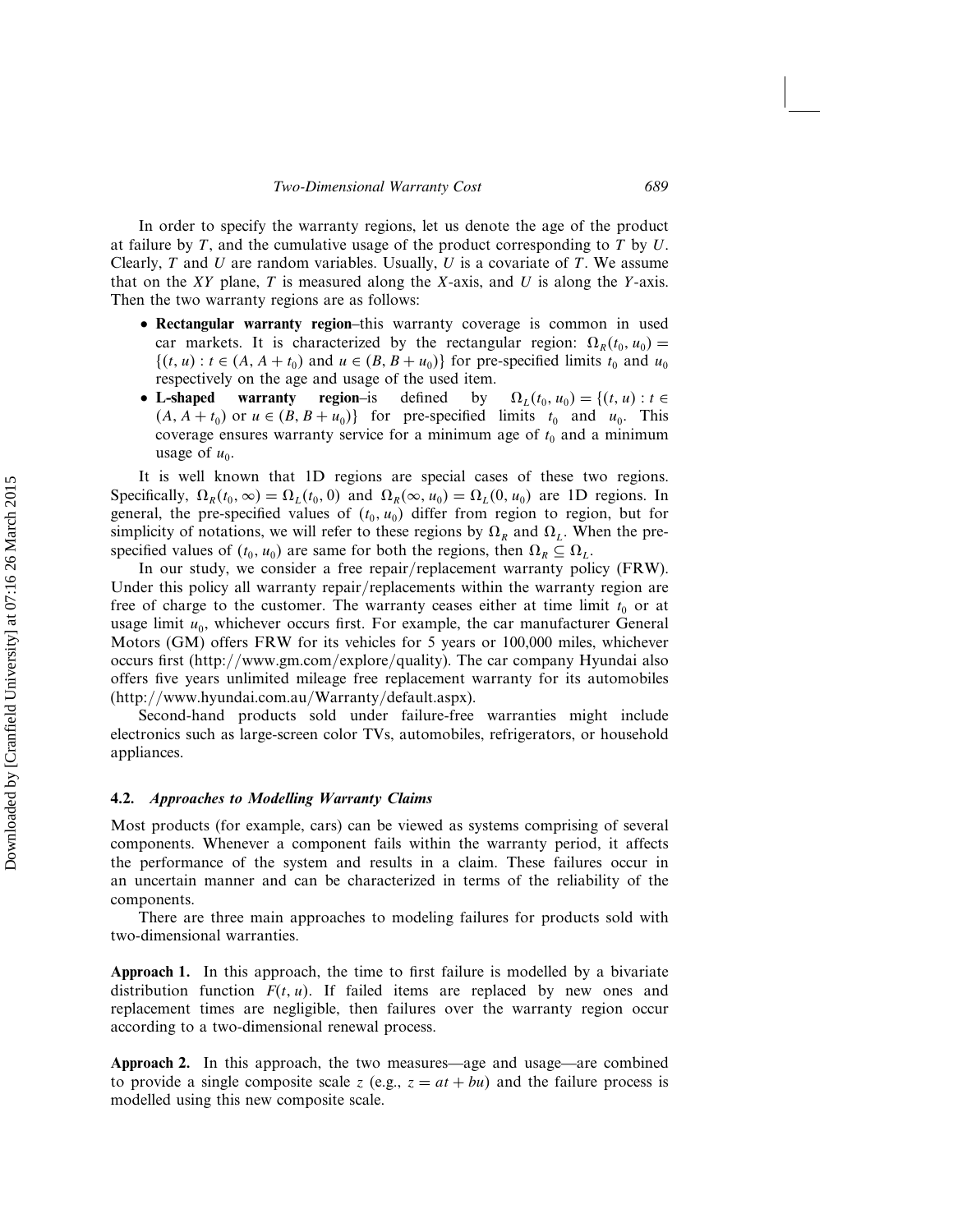In order to specify the warranty regions, let us denote the age of the product at failure by $T$, and the cumulative usage of the product corresponding to $T$ by $U$. Clearly, $T$ and $U$ are random variables. Usually, $U$ is a covariate of $T$. We assume that on the $XY$ plane, $T$ is measured along the $X$-axis, and $U$ is along the $Y$-axis. Then the two warranty regions are as follows:

- **Rectangular warranty region**–this warranty coverage is common in used car markets. It is characterized by the rectangular region: $\Omega_R(t_0, u_0) = \{(t, u) : t \in (A, A + t_0) \text{ and } u \in (B, B + u_0)\}$ for pre-specified limits $t_0$ and $u_0$ respectively on the age and usage of the used item.
- **L-shaped warranty region**–is defined by $\Omega_L(t_0, u_0) = \{(t, u) : t \in (A, A + t_0) \text{ or } u \in (B, B + u_0)\}$ for pre-specified limits $t_0$ and $u_0$. This coverage ensures warranty service for a minimum age of $t_0$ and a minimum usage of $u_0$.

It is well known that 1D regions are special cases of these two regions. Specifically, $\Omega_R(t_0, \infty) = \Omega_L(t_0, 0)$ and $\Omega_R(\infty, u_0) = \Omega_L(0, u_0)$ are 1D regions. In general, the pre-specified values of $(t_0, u_0)$ differ from region to region, but for simplicity of notations, we will refer to these regions by $\Omega_R$ and $\Omega_L$. When the pre-specified values of $(t_0, u_0)$ are same for both the regions, then $\Omega_R \subseteq \Omega_L$.

In our study, we consider a free repair/replacement warranty policy (FRW). Under this policy all warranty repair/replacements within the warranty region are free of charge to the customer. The warranty ceases either at time limit $t_0$ or at usage limit $u_0$, whichever occurs first. For example, the car manufacturer General Motors (GM) offers FRW for its vehicles for 5 years or 100,000 miles, whichever occurs first (http://www.gm.com/explore/quality). The car company Hyundai also offers five years unlimited mileage free replacement warranty for its automobiles (http://www.hyundai.com.au/Warranty/default.aspx).

Second-hand products sold under failure-free warranties might include electronics such as large-screen color TVs, automobiles, refrigerators, or household appliances.

### 4.2. *Approaches to Modelling Warranty Claims*

Most products (for example, cars) can be viewed as systems comprising of several components. Whenever a component fails within the warranty period, it affects the performance of the system and results in a claim. These failures occur in an uncertain manner and can be characterized in terms of the reliability of the components.

There are three main approaches to modeling failures for products sold with two-dimensional warranties.

**Approach 1.** In this approach, the time to first failure is modelled by a bivariate distribution function $F(t, u)$. If failed items are replaced by new ones and replacement times are negligible, then failures over the warranty region occur according to a two-dimensional renewal process.

**Approach 2.** In this approach, the two measures—age and usage—are combined to provide a single composite scale $z$ (e.g., $z = at + bu$) and the failure process is modelled using this new composite scale.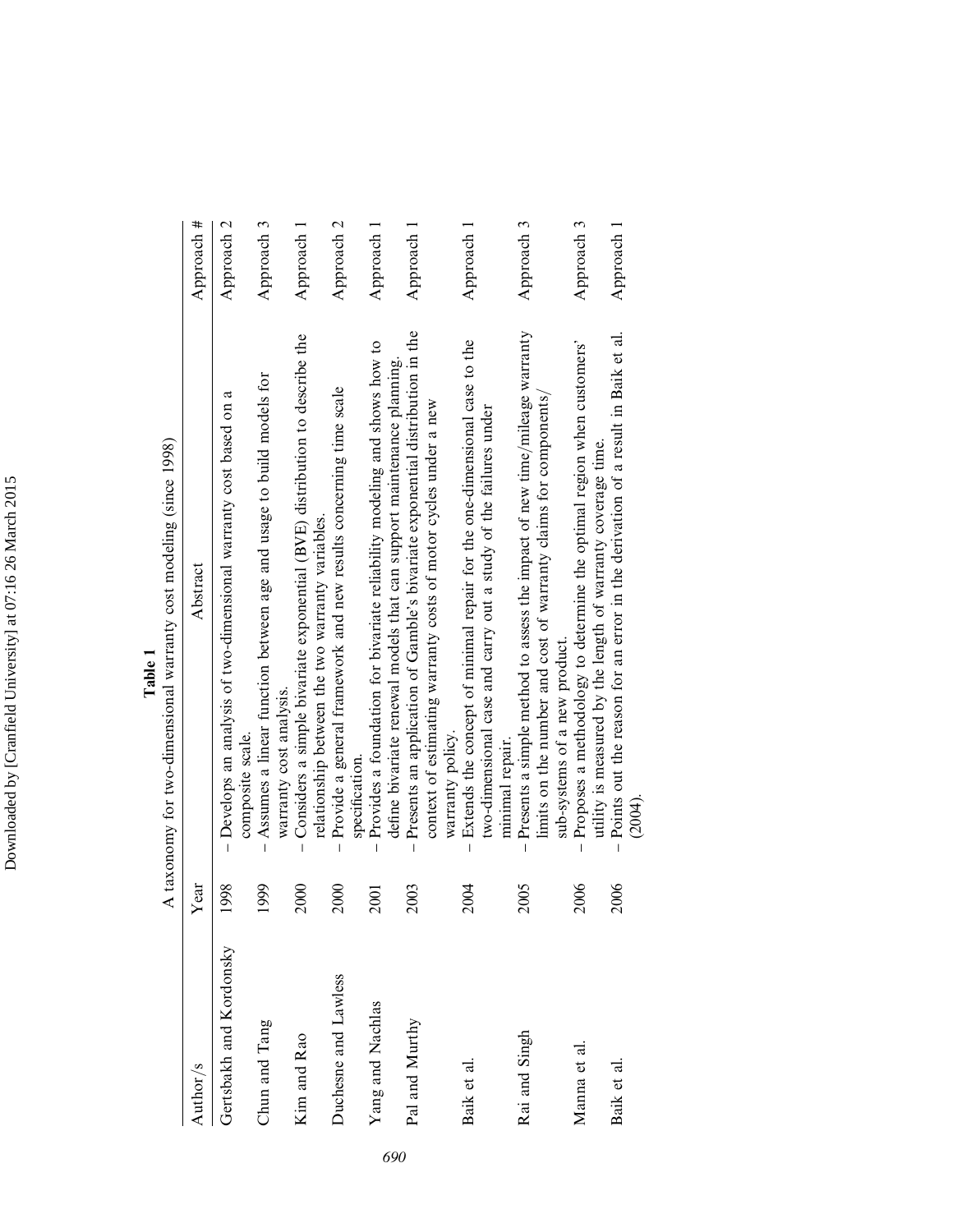**Table 1**

A taxonomy for two-dimensional warranty cost modeling (since 1998)

| Author/s | Year | Abstract | Approach # |
|---|---|---|---|
| Gertsbakh and Kordonsky | 1998 | – Develops an analysis of two-dimensional warranty cost based on a composite scale. | Approach 2 |
| Chun and Tang | 1999 | – Assumes a linear function between age and usage to build models for warranty cost analysis. | Approach 3 |
| Kim and Rao | 2000 | – Considers a simple bivariate exponential (BVE) distribution to describe the relationship between the two warranty variables. | Approach 1 |
| Duchesne and Lawless | 2000 | – Provide a general framework and new results concerning time scale specification. | Approach 2 |
| Yang and Nachlas | 2001 | – Provides a foundation for bivariate reliability modeling and shows how to define bivariate renewal models that can support maintenance planning. | Approach 1 |
| Pal and Murthy | 2003 | – Presents an application of Gamble's bivariate exponential distribution in the context of estimating warranty costs of motor cycles under a new warranty policy. | Approach 1 |
| Baik et al. | 2004 | – Extends the concept of minimal repair for the one-dimensional case to the two-dimensional case and carry out a study of the failures under minimal repair. | Approach 1 |
| Rai and Singh | 2005 | – Presents a simple method to assess the impact of new time/mileage warranty limits on the number and cost of warranty claims for components/sub-systems of a new product. | Approach 3 |
| Manna et al. | 2006 | – Proposes a methodology to determine the optimal region when customers' utility is measured by the length of warranty coverage time. | Approach 3 |
| Baik et al. | 2006 | – Points out the reason for an error in the derivation of a result in Baik et al. (2004). | Approach 1 |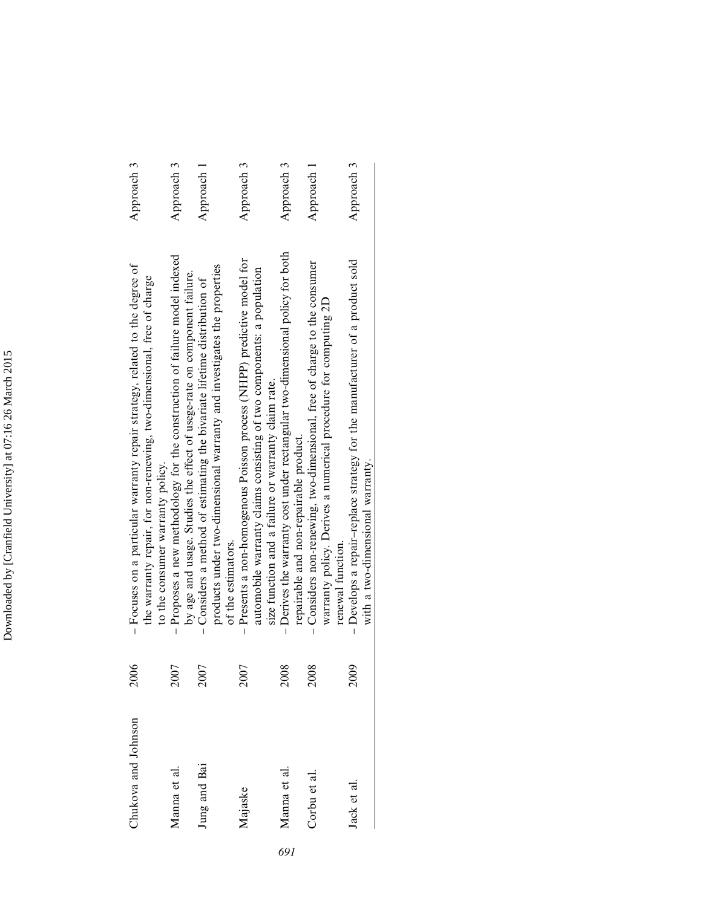| | | | |
|---|---|---|---|
| Chukova and Johnson | 2006 | – Focuses on a particular warranty repair strategy, related to the degree of the warranty repair, for non-renewing, two-dimensional, free of charge to the consumer warranty policy. | Approach 3 |
| Manna et al. | 2007 | – Proposes a new methodology for the construction of failure model indexed by age and usage. Studies the effect of usege-rate on component failure. | Approach 3 |
| Jung and Bai | 2007 | – Considers a method of estimating the bivariate lifetime distribution of products under two-dimensional warranty and investigates the properties of the estimators. | Approach 1 |
| Majaske | 2007 | – Presents a non-homogenous Poisson process (NHPP) predictive model for automobile warranty claims consisting of two components: a population size function and a failure or warranty claim rate. | Approach 3 |
| Manna et al. | 2008 | – Derives the warranty cost under rectangular two-dimensional policy for both repairable and non-repairable product. | Approach 3 |
| Corbu et al. | 2008 | – Considers non-renewing, two-dimensional, free of charge to the consumer warranty policy. Derives a numerical procedure for computing 2D renewal function. | Approach 1 |
| Jack et al. | 2009 | – Develops a repair–replace strategy for the manufacturer of a product sold with a two-dimensional warranty. | Approach 3 |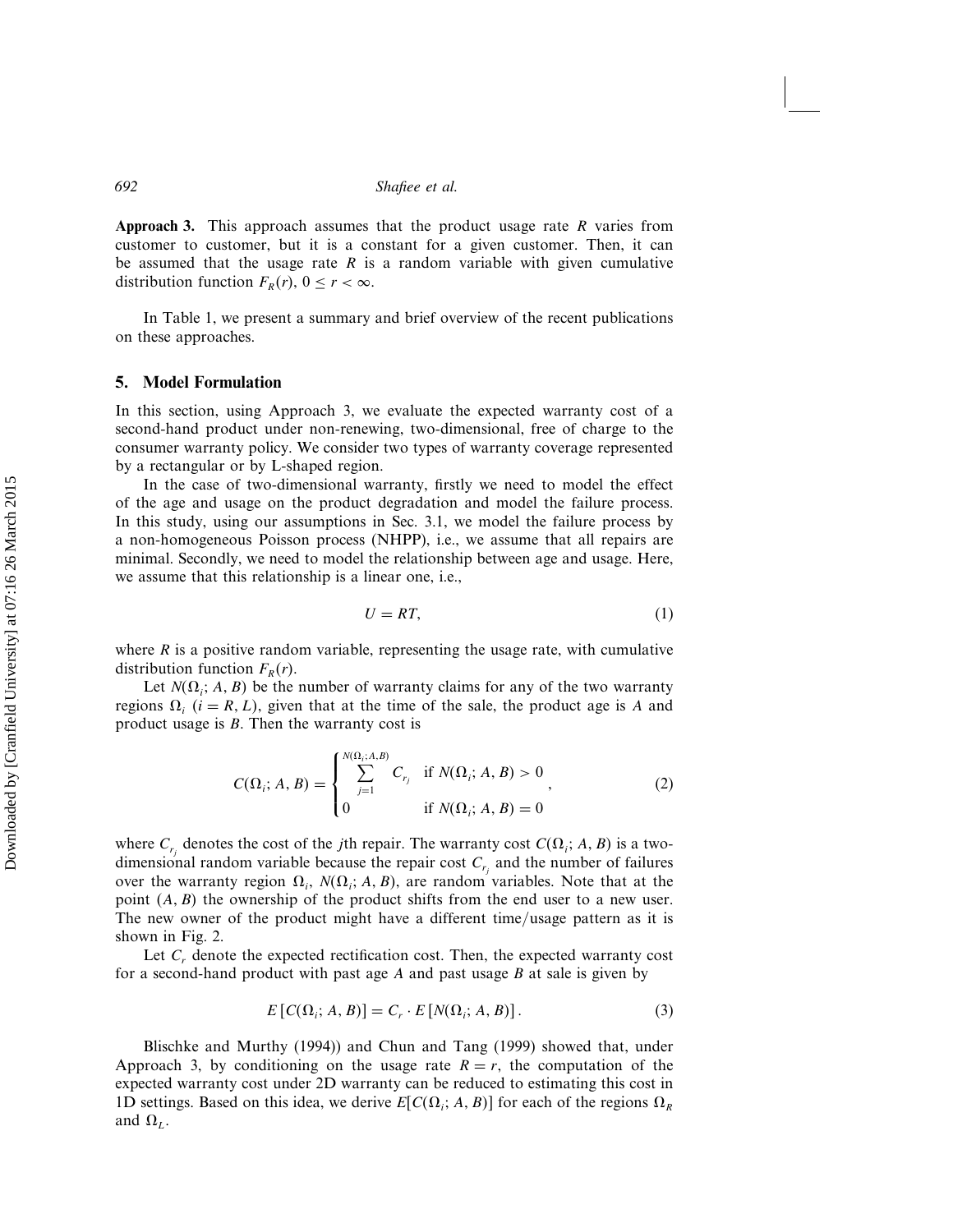**Approach 3.** This approach assumes that the product usage rate $R$ varies from customer to customer, but it is a constant for a given customer. Then, it can be assumed that the usage rate $R$ is a random variable with given cumulative distribution function $F_R(r)$, $0 \leq r < \infty$.

In Table 1, we present a summary and brief overview of the recent publications on these approaches.

## 5. Model Formulation

In this section, using Approach 3, we evaluate the expected warranty cost of a second-hand product under non-renewing, two-dimensional, free of charge to the consumer warranty policy. We consider two types of warranty coverage represented by a rectangular or by L-shaped region.

In the case of two-dimensional warranty, firstly we need to model the effect of the age and usage on the product degradation and model the failure process. In this study, using our assumptions in Sec. 3.1, we model the failure process by a non-homogeneous Poisson process (NHPP), i.e., we assume that all repairs are minimal. Secondly, we need to model the relationship between age and usage. Here, we assume that this relationship is a linear one, i.e.,

$$U = RT, \tag{1}$$

where $R$ is a positive random variable, representing the usage rate, with cumulative distribution function $F_R(r)$.

Let $N(\Omega_i; A, B)$ be the number of warranty claims for any of the two warranty regions $\Omega_i$ $(i = R, L)$, given that at the time of the sale, the product age is $A$ and product usage is $B$. Then the warranty cost is

$$C(\Omega_i; A, B) = \begin{cases} \sum_{j=1}^{N(\Omega_i; A, B)} C_{r_j} & \text{if } N(\Omega_i; A, B) > 0 \\ 0 & \text{if } N(\Omega_i; A, B) = 0 \end{cases}, \tag{2}$$

where $C_{r_j}$ denotes the cost of the $j$th repair. The warranty cost $C(\Omega_i; A, B)$ is a two-dimensional random variable because the repair cost $C_{r_j}$ and the number of failures over the warranty region $\Omega_i$, $N(\Omega_i; A, B)$, are random variables. Note that at the point $(A, B)$ the ownership of the product shifts from the end user to a new user. The new owner of the product might have a different time/usage pattern as it is shown in Fig. 2.

Let $C_r$ denote the expected rectification cost. Then, the expected warranty cost for a second-hand product with past age $A$ and past usage $B$ at sale is given by

$$E\left[C(\Omega_i; A, B)\right] = C_r \cdot E\left[N(\Omega_i; A, B)\right]. \tag{3}$$

Blischke and Murthy (1994)) and Chun and Tang (1999) showed that, under Approach 3, by conditioning on the usage rate $R = r$, the computation of the expected warranty cost under 2D warranty can be reduced to estimating this cost in 1D settings. Based on this idea, we derive $E[C(\Omega_i; A, B)]$ for each of the regions $\Omega_R$ and $\Omega_L$.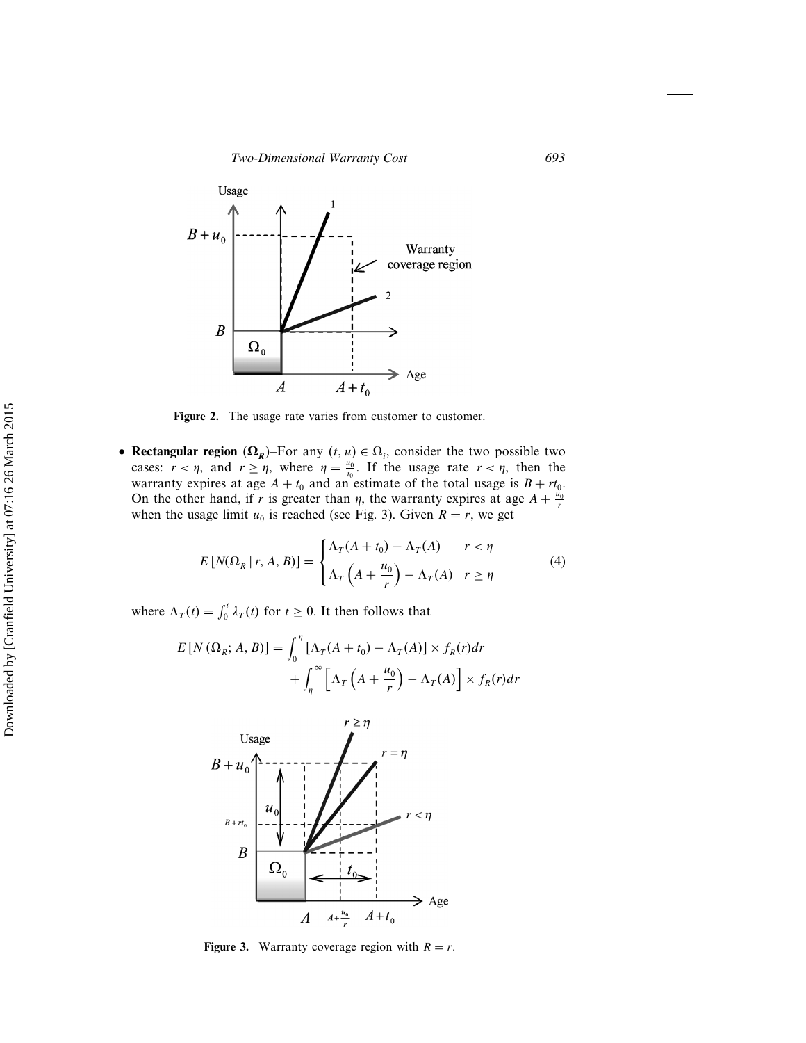Figure 2. The usage rate varies from customer to customer.

- **Rectangular region ($\Omega_R$)**–For any $(t, u) \in \Omega_i$, consider the two possible two cases: $r < \eta$, and $r \geq \eta$, where $\eta = \frac{u_0}{t_0}$. If the usage rate $r < \eta$, then the warranty expires at age $A + t_0$ and an estimate of the total usage is $B + rt_0$. On the other hand, if $r$ is greater than $\eta$, the warranty expires at age $A + \frac{u_0}{r}$ when the usage limit $u_0$ is reached (see Fig. 3). Given $R = r$, we get

$$E\left[N(\Omega_R \mid r, A, B)\right] = \begin{cases} \Lambda_T(A + t_0) - \Lambda_T(A) & r < \eta \\ \Lambda_T\left(A + \dfrac{u_0}{r}\right) - \Lambda_T(A) & r \geq \eta \end{cases} \tag{4}$$

where $\Lambda_T(t) = \int_0^t \lambda_T(t)$ for $t \geq 0$. It then follows that

$$E\left[N\left(\Omega_R; A, B\right)\right] = \int_0^{\eta} \left[\Lambda_T(A + t_0) - \Lambda_T(A)\right] \times f_R(r)dr + \int_{\eta}^{\infty} \left[\Lambda_T\left(A + \frac{u_0}{r}\right) - \Lambda_T(A)\right] \times f_R(r)dr$$

Figure 3. Warranty coverage region with $R = r$.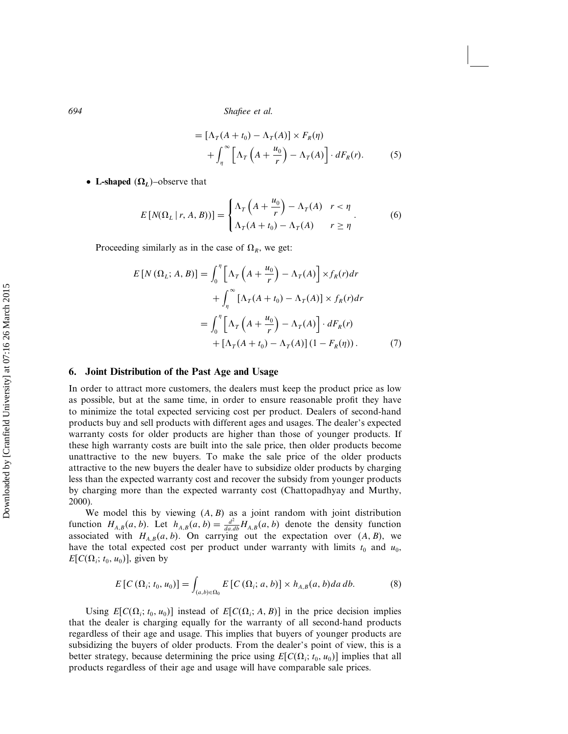$$= [\Lambda_T(A + t_0) - \Lambda_T(A)] \times F_R(\eta) + \int_{\eta}^{\infty} \left[\Lambda_T\left(A + \frac{u_0}{r}\right) - \Lambda_T(A)\right] \cdot dF_R(r). \tag{5}$$

- **L-shaped ($\mathbf{\Omega}_L$)**–observe that

$$E\left[N(\Omega_L \mid r, A, B)\right] = \begin{cases} \Lambda_T\left(A + \dfrac{u_0}{r}\right) - \Lambda_T(A) & r < \eta \\ \Lambda_T(A + t_0) - \Lambda_T(A) & r \geq \eta \end{cases}. \tag{6}$$

Proceeding similarly as in the case of $\Omega_R$, we get:

$$\begin{aligned} E\left[N\left(\Omega_L; A, B\right)\right] &= \int_0^{\eta} \left[\Lambda_T\left(A + \frac{u_0}{r}\right) - \Lambda_T(A)\right] \times f_R(r) dr \\ &\quad + \int_{\eta}^{\infty} \left[\Lambda_T(A + t_0) - \Lambda_T(A)\right] \times f_R(r) dr \\ &= \int_0^{\eta} \left[\Lambda_T\left(A + \frac{u_0}{r}\right) - \Lambda_T(A)\right] \cdot dF_R(r) \\ &\quad + \left[\Lambda_T(A + t_0) - \Lambda_T(A)\right]\left(1 - F_R(\eta)\right). \end{aligned} \tag{7}$$

## 6. Joint Distribution of the Past Age and Usage

In order to attract more customers, the dealers must keep the product price as low as possible, but at the same time, in order to ensure reasonable profit they have to minimize the total expected servicing cost per product. Dealers of second-hand products buy and sell products with different ages and usages. The dealer's expected warranty costs for older products are higher than those of younger products. If these high warranty costs are built into the sale price, then older products become unattractive to the new buyers. To make the sale price of the older products attractive to the new buyers the dealer have to subsidize older products by charging less than the expected warranty cost and recover the subsidy from younger products by charging more than the expected warranty cost (Chattopadhyay and Murthy, 2000).

We model this by viewing $(A, B)$ as a joint random with joint distribution function $H_{A,B}(a, b)$. Let $h_{A,B}(a, b) = \frac{d^2}{da.db} H_{A,B}(a, b)$ denote the density function associated with $H_{A,B}(a, b)$. On carrying out the expectation over $(A, B)$, we have the total expected cost per product under warranty with limits $t_0$ and $u_0$, $E[C(\Omega_i; t_0, u_0)]$, given by

$$E\left[C\left(\Omega_i; t_0, u_0\right)\right] = \int_{(a,b) \in \Omega_0} E\left[C\left(\Omega_i; a, b\right)\right] \times h_{A,B}(a, b) da\, db. \tag{8}$$

Using $E[C(\Omega_i; t_0, u_0)]$ instead of $E[C(\Omega_i; A, B)]$ in the price decision implies that the dealer is charging equally for the warranty of all second-hand products regardless of their age and usage. This implies that buyers of younger products are subsidizing the buyers of older products. From the dealer's point of view, this is a better strategy, because determining the price using $E[C(\Omega_i; t_0, u_0)]$ implies that all products regardless of their age and usage will have comparable sale prices.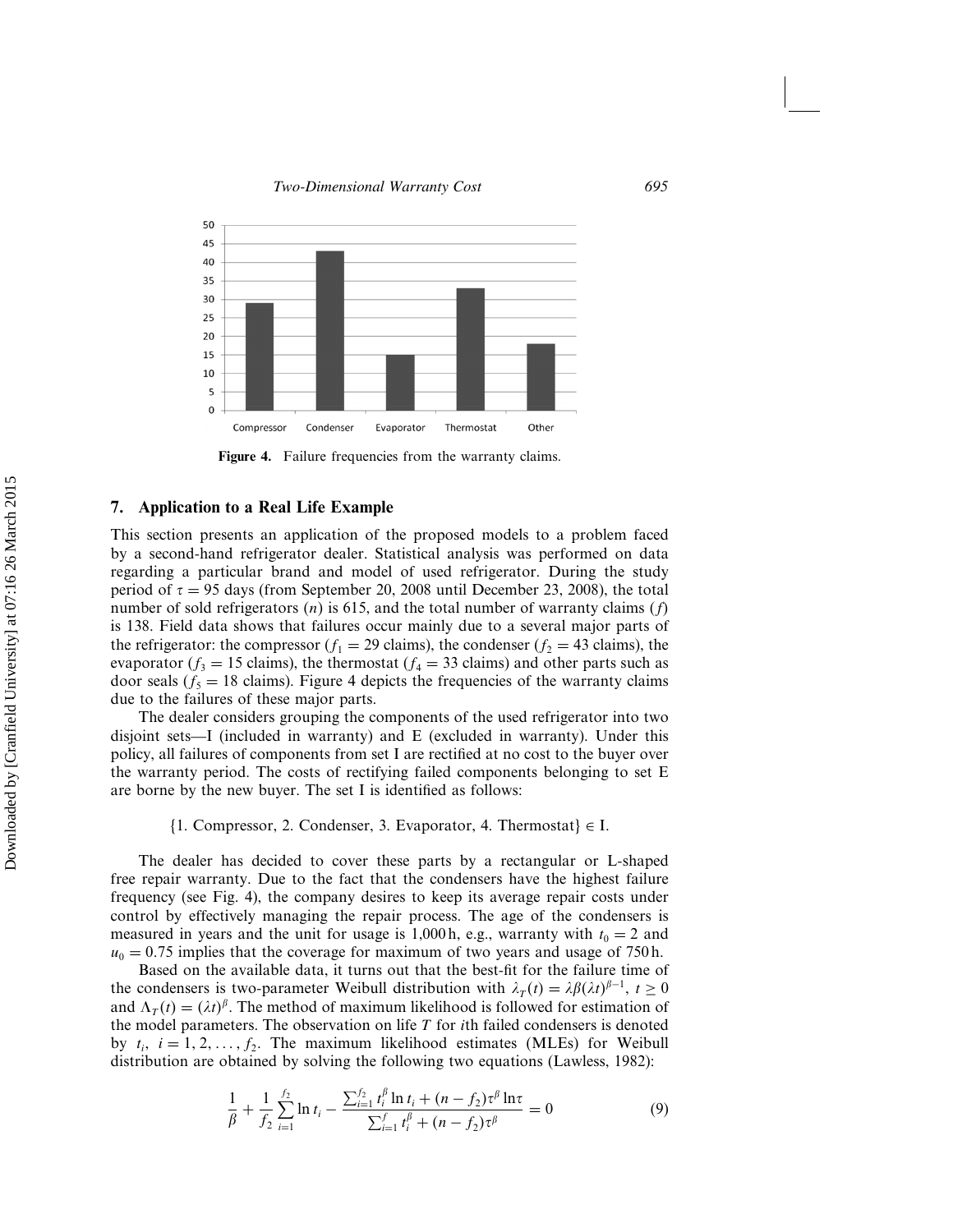Figure 4. Failure frequencies from the warranty claims.

## 7. Application to a Real Life Example

This section presents an application of the proposed models to a problem faced by a second-hand refrigerator dealer. Statistical analysis was performed on data regarding a particular brand and model of used refrigerator. During the study period of $\tau = 95$ days (from September 20, 2008 until December 23, 2008), the total number of sold refrigerators ($n$) is 615, and the total number of warranty claims ($f$) is 138. Field data shows that failures occur mainly due to a several major parts of the refrigerator: the compressor ($f_1 = 29$ claims), the condenser ($f_2 = 43$ claims), the evaporator ($f_3 = 15$ claims), the thermostat ($f_4 = 33$ claims) and other parts such as door seals ($f_5 = 18$ claims). Figure 4 depicts the frequencies of the warranty claims due to the failures of these major parts.

The dealer considers grouping the components of the used refrigerator into two disjoint sets—I (included in warranty) and E (excluded in warranty). Under this policy, all failures of components from set I are rectified at no cost to the buyer over the warranty period. The costs of rectifying failed components belonging to set E are borne by the new buyer. The set I is identified as follows:

$$\{1. \text{ Compressor}, 2. \text{ Condenser}, 3. \text{ Evaporator}, 4. \text{ Thermostat}\} \in \text{I}.$$

The dealer has decided to cover these parts by a rectangular or L-shaped free repair warranty. Due to the fact that the condensers have the highest failure frequency (see Fig. 4), the company desires to keep its average repair costs under control by effectively managing the repair process. The age of the condensers is measured in years and the unit for usage is 1,000 h, e.g., warranty with $t_0 = 2$ and $u_0 = 0.75$ implies that the coverage for maximum of two years and usage of 750 h.

Based on the available data, it turns out that the best-fit for the failure time of the condensers is two-parameter Weibull distribution with $\lambda_T(t) = \lambda\beta(\lambda t)^{\beta-1}$, $t \geq 0$ and $\Lambda_T(t) = (\lambda t)^{\beta}$. The method of maximum likelihood is followed for estimation of the model parameters. The observation on life $T$ for $i$th failed condensers is denoted by $t_i$, $i = 1, 2, \ldots, f_2$. The maximum likelihood estimates (MLEs) for Weibull distribution are obtained by solving the following two equations (Lawless, 1982):

$$\frac{1}{\beta} + \frac{1}{f_2}\sum_{i=1}^{f_2} \ln t_i - \frac{\sum_{i=1}^{f_2} t_i^{\beta} \ln t_i + (n - f_2)\tau^{\beta} \ln\tau}{\sum_{i=1}^{f} t_i^{\beta} + (n - f_2)\tau^{\beta}} = 0 \tag{9}$$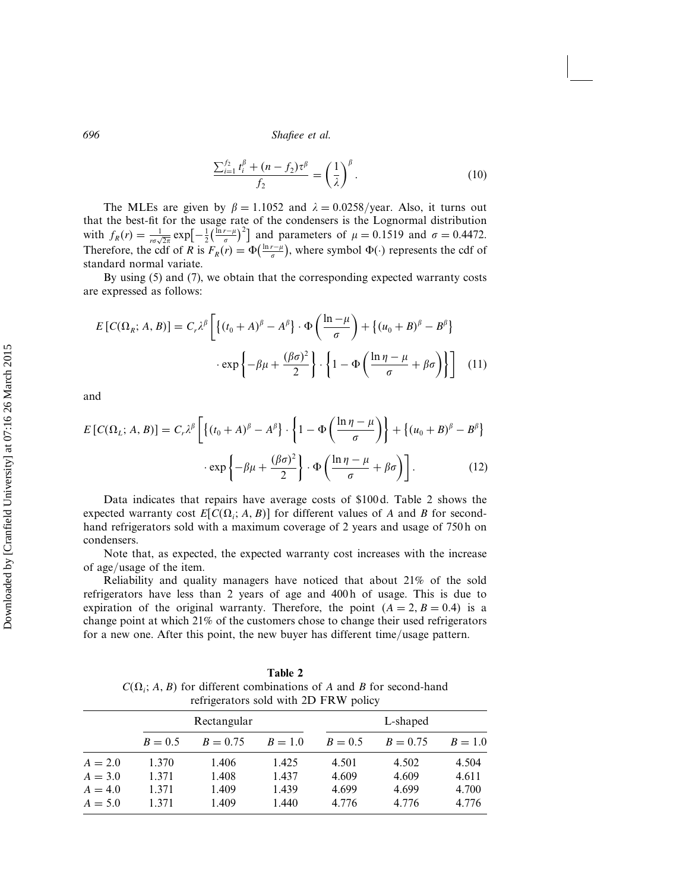$$\frac{\sum_{i=1}^{f_2} t_i^{\beta} + (n - f_2)\tau^{\beta}}{f_2} = \left(\frac{1}{\lambda}\right)^{\beta}. \tag{10}$$

The MLEs are given by $\beta = 1.1052$ and $\lambda = 0.0258/\text{year}$. Also, it turns out that the best-fit for the usage rate of the condensers is the Lognormal distribution with $f_R(r) = \frac{1}{r\sigma\sqrt{2\pi}} \exp\left[-\frac{1}{2}\left(\frac{\ln r - \mu}{\sigma}\right)^2\right]$ and parameters of $\mu = 0.1519$ and $\sigma = 0.4472$. Therefore, the cdf of $R$ is $F_R(r) = \Phi\left(\frac{\ln r - \mu}{\sigma}\right)$, where symbol $\Phi(\cdot)$ represents the cdf of standard normal variate.

By using (5) and (7), we obtain that the corresponding expected warranty costs are expressed as follows:

$$E\left[C(\Omega_R; A, B)\right] = C_r \lambda^{\beta} \left[ \left\{ (t_0 + A)^{\beta} - A^{\beta} \right\} \cdot \Phi\left( \frac{\ln - \mu}{\sigma} \right) + \left\{ (u_0 + B)^{\beta} - B^{\beta} \right\} \cdot \exp\left\{ -\beta\mu + \frac{(\beta\sigma)^2}{2} \right\} \cdot \left\{ 1 - \Phi\left( \frac{\ln \eta - \mu}{\sigma} + \beta\sigma \right) \right\} \right] \tag{11}$$

and

$$E\left[C(\Omega_L; A, B)\right] = C_r \lambda^{\beta} \left[ \left\{ (t_0 + A)^{\beta} - A^{\beta} \right\} \cdot \left\{ 1 - \Phi\left( \frac{\ln \eta - \mu}{\sigma} \right) \right\} + \left\{ (u_0 + B)^{\beta} - B^{\beta} \right\} \cdot \exp\left\{ -\beta\mu + \frac{(\beta\sigma)^2}{2} \right\} \cdot \Phi\left( \frac{\ln \eta - \mu}{\sigma} + \beta\sigma \right) \right]. \tag{12}$$

Data indicates that repairs have average costs of \$100 d. Table 2 shows the expected warranty cost $E[C(\Omega_i; A, B)]$ for different values of $A$ and $B$ for second-hand refrigerators sold with a maximum coverage of 2 years and usage of 750 h on condensers.

Note that, as expected, the expected warranty cost increases with the increase of age/usage of the item.

Reliability and quality managers have noticed that about 21% of the sold refrigerators have less than 2 years of age and 400 h of usage. This is due to expiration of the original warranty. Therefore, the point $(A = 2, B = 0.4)$ is a change point at which 21% of the customers chose to change their used refrigerators for a new one. After this point, the new buyer has different time/usage pattern.

**Table 2**
$C(\Omega_i; A, B)$ for different combinations of $A$ and $B$ for second-hand refrigerators sold with 2D FRW policy

| | Rectangular | | | L-shaped | | |
|---|---|---|---|---|---|---|
| | $B = 0.5$ | $B = 0.75$ | $B = 1.0$ | $B = 0.5$ | $B = 0.75$ | $B = 1.0$ |
| $A = 2.0$ | 1.370 | 1.406 | 1.425 | 4.501 | 4.502 | 4.504 |
| $A = 3.0$ | 1.371 | 1.408 | 1.437 | 4.609 | 4.609 | 4.611 |
| $A = 4.0$ | 1.371 | 1.409 | 1.439 | 4.699 | 4.699 | 4.700 |
| $A = 5.0$ | 1.371 | 1.409 | 1.440 | 4.776 | 4.776 | 4.776 |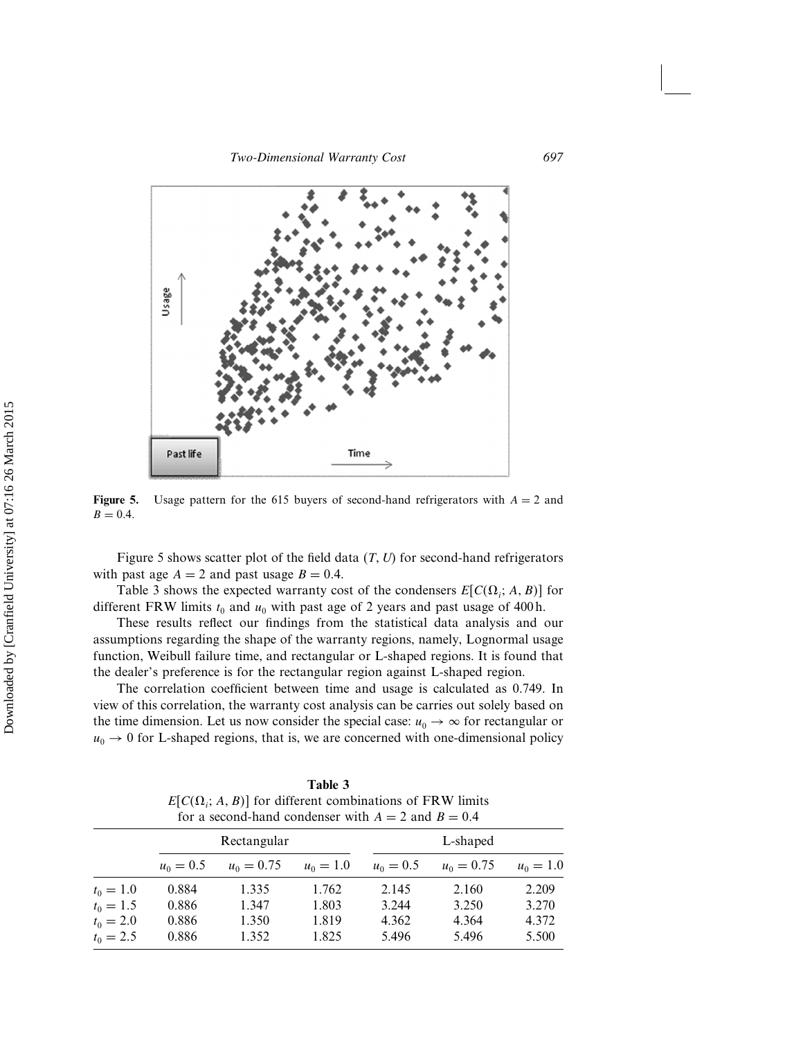**Figure 5.** Usage pattern for the 615 buyers of second-hand refrigerators with $A = 2$ and $B = 0.4$.

Figure 5 shows scatter plot of the field data $(T, U)$ for second-hand refrigerators with past age $A = 2$ and past usage $B = 0.4$.

Table 3 shows the expected warranty cost of the condensers $E[C(\Omega_i; A, B)]$ for different FRW limits $t_0$ and $u_0$ with past age of 2 years and past usage of 400 h.

These results reflect our findings from the statistical data analysis and our assumptions regarding the shape of the warranty regions, namely, Lognormal usage function, Weibull failure time, and rectangular or L-shaped regions. It is found that the dealer's preference is for the rectangular region against L-shaped region.

The correlation coefficient between time and usage is calculated as 0.749. In view of this correlation, the warranty cost analysis can be carries out solely based on the time dimension. Let us now consider the special case: $u_0 \to \infty$ for rectangular or $u_0 \to 0$ for L-shaped regions, that is, we are concerned with one-dimensional policy

**Table 3**
$E[C(\Omega_i; A, B)]$ for different combinations of FRW limits for a second-hand condenser with $A = 2$ and $B = 0.4$

| | Rectangular | | | L-shaped | | |
|---|---|---|---|---|---|---|
| | $u_0 = 0.5$ | $u_0 = 0.75$ | $u_0 = 1.0$ | $u_0 = 0.5$ | $u_0 = 0.75$ | $u_0 = 1.0$ |
| $t_0 = 1.0$ | 0.884 | 1.335 | 1.762 | 2.145 | 2.160 | 2.209 |
| $t_0 = 1.5$ | 0.886 | 1.347 | 1.803 | 3.244 | 3.250 | 3.270 |
| $t_0 = 2.0$ | 0.886 | 1.350 | 1.819 | 4.362 | 4.364 | 4.372 |
| $t_0 = 2.5$ | 0.886 | 1.352 | 1.825 | 5.496 | 5.496 | 5.500 |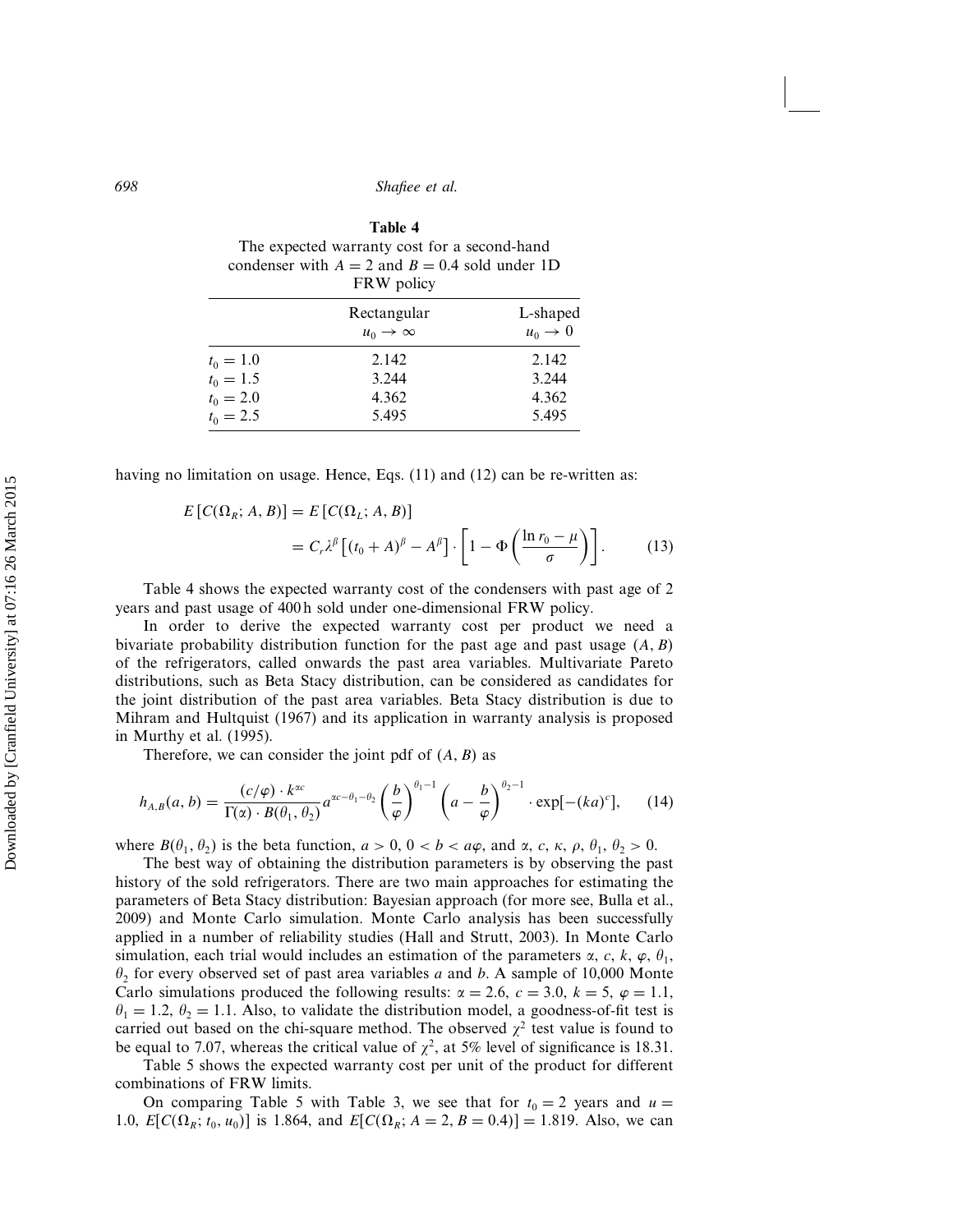**Table 4**
The expected warranty cost for a second-hand condenser with $A = 2$ and $B = 0.4$ sold under 1D FRW policy

| | Rectangular $u_0 \to \infty$ | L-shaped $u_0 \to 0$ |
|---|---|---|
| $t_0 = 1.0$ | 2.142 | 2.142 |
| $t_0 = 1.5$ | 3.244 | 3.244 |
| $t_0 = 2.0$ | 4.362 | 4.362 |
| $t_0 = 2.5$ | 5.495 | 5.495 |

having no limitation on usage. Hence, Eqs. (11) and (12) can be re-written as:

$$E[C(\Omega_R; A, B)] = E[C(\Omega_L; A, B)] = C_r \lambda^{\beta} \left[ (t_0 + A)^{\beta} - A^{\beta} \right] \cdot \left[ 1 - \Phi\left( \frac{\ln r_0 - \mu}{\sigma} \right) \right]. \tag{13}$$

Table 4 shows the expected warranty cost of the condensers with past age of 2 years and past usage of 400 h sold under one-dimensional FRW policy.

In order to derive the expected warranty cost per product we need a bivariate probability distribution function for the past age and past usage $(A, B)$ of the refrigerators, called onwards the past area variables. Multivariate Pareto distributions, such as Beta Stacy distribution, can be considered as candidates for the joint distribution of the past area variables. Beta Stacy distribution is due to Mihram and Hultquist (1967) and its application in warranty analysis is proposed in Murthy et al. (1995).

Therefore, we can consider the joint pdf of $(A, B)$ as

$$h_{A,B}(a, b) = \frac{(c/\varphi) \cdot k^{\alpha c}}{\Gamma(\alpha) \cdot B(\theta_1, \theta_2)} a^{\alpha c - \theta_1 - \theta_2} \left( \frac{b}{\varphi} \right)^{\theta_1 - 1} \left( a - \frac{b}{\varphi} \right)^{\theta_2 - 1} \cdot \exp[-(ka)^c], \tag{14}$$

where $B(\theta_1, \theta_2)$ is the beta function, $a > 0$, $0 < b < a\varphi$, and $\alpha$, $c$, $\kappa$, $\rho$, $\theta_1$, $\theta_2 > 0$.

The best way of obtaining the distribution parameters is by observing the past history of the sold refrigerators. There are two main approaches for estimating the parameters of Beta Stacy distribution: Bayesian approach (for more see, Bulla et al., 2009) and Monte Carlo simulation. Monte Carlo analysis has been successfully applied in a number of reliability studies (Hall and Strutt, 2003). In Monte Carlo simulation, each trial would includes an estimation of the parameters $\alpha$, $c$, $k$, $\varphi$, $\theta_1$, $\theta_2$ for every observed set of past area variables $a$ and $b$. A sample of 10,000 Monte Carlo simulations produced the following results: $\alpha = 2.6$, $c = 3.0$, $k = 5$, $\varphi = 1.1$, $\theta_1 = 1.2$, $\theta_2 = 1.1$. Also, to validate the distribution model, a goodness-of-fit test is carried out based on the chi-square method. The observed $\chi^2$ test value is found to be equal to 7.07, whereas the critical value of $\chi^2$, at 5% level of significance is 18.31.

Table 5 shows the expected warranty cost per unit of the product for different combinations of FRW limits.

On comparing Table 5 with Table 3, we see that for $t_0 = 2$ years and $u = 1.0$, $E[C(\Omega_R; t_0, u_0)]$ is 1.864, and $E[C(\Omega_R; A = 2, B = 0.4)] = 1.819$. Also, we can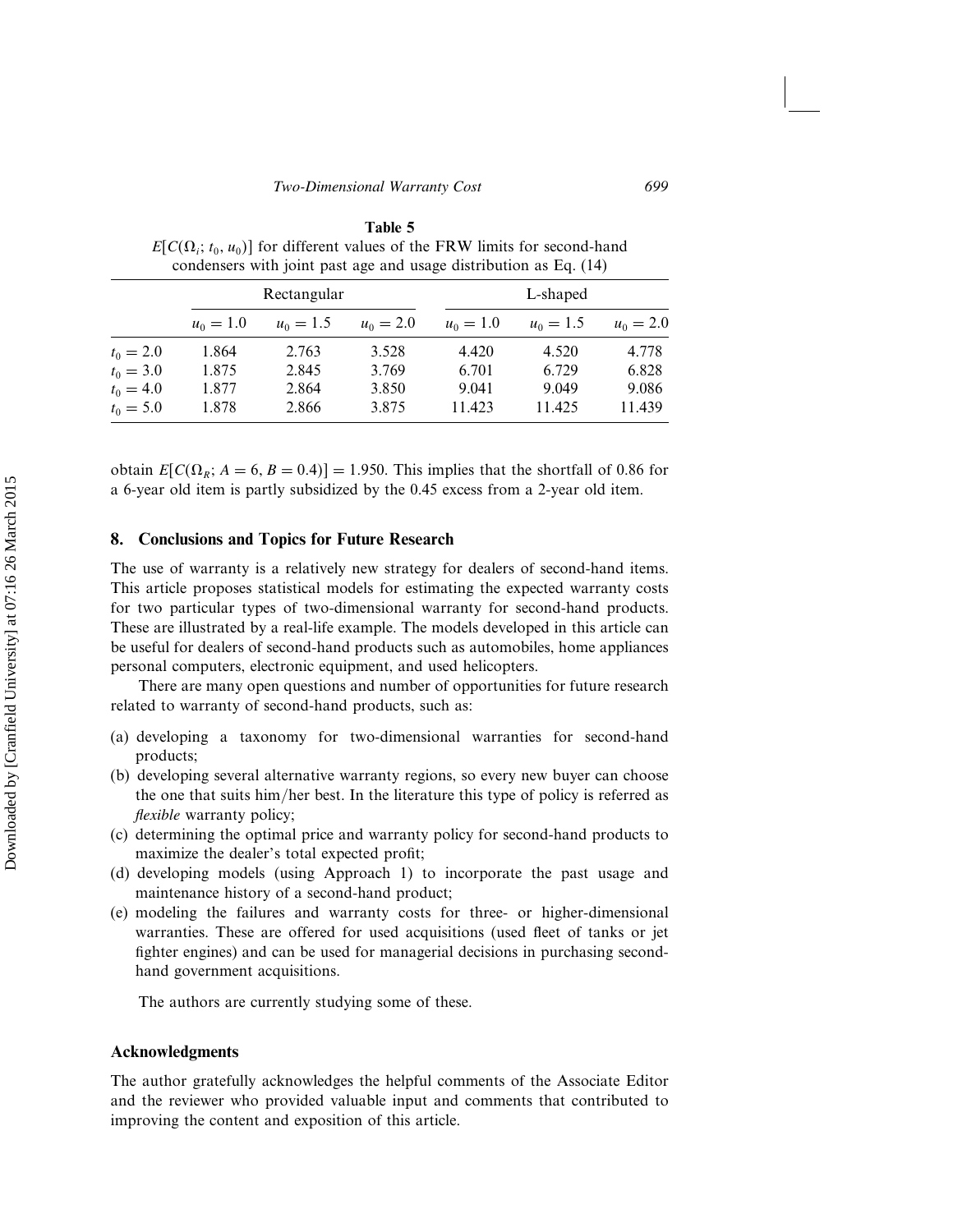**Table 5**
$E[C(\Omega_i; t_0, u_0)]$ for different values of the FRW limits for second-hand condensers with joint past age and usage distribution as Eq. (14)

| | Rectangular | | | L-shaped | | |
|---|---|---|---|---|---|---|
| | $u_0 = 1.0$ | $u_0 = 1.5$ | $u_0 = 2.0$ | $u_0 = 1.0$ | $u_0 = 1.5$ | $u_0 = 2.0$ |
| $t_0 = 2.0$ | 1.864 | 2.763 | 3.528 | 4.420 | 4.520 | 4.778 |
| $t_0 = 3.0$ | 1.875 | 2.845 | 3.769 | 6.701 | 6.729 | 6.828 |
| $t_0 = 4.0$ | 1.877 | 2.864 | 3.850 | 9.041 | 9.049 | 9.086 |
| $t_0 = 5.0$ | 1.878 | 2.866 | 3.875 | 11.423 | 11.425 | 11.439 |

obtain $E[C(\Omega_R; A = 6, B = 0.4)] = 1.950$. This implies that the shortfall of 0.86 for a 6-year old item is partly subsidized by the 0.45 excess from a 2-year old item.

## 8. Conclusions and Topics for Future Research

The use of warranty is a relatively new strategy for dealers of second-hand items. This article proposes statistical models for estimating the expected warranty costs for two particular types of two-dimensional warranty for second-hand products. These are illustrated by a real-life example. The models developed in this article can be useful for dealers of second-hand products such as automobiles, home appliances personal computers, electronic equipment, and used helicopters.

There are many open questions and number of opportunities for future research related to warranty of second-hand products, such as:

(a) developing a taxonomy for two-dimensional warranties for second-hand products;
(b) developing several alternative warranty regions, so every new buyer can choose the one that suits him/her best. In the literature this type of policy is referred as *flexible* warranty policy;
(c) determining the optimal price and warranty policy for second-hand products to maximize the dealer's total expected profit;
(d) developing models (using Approach 1) to incorporate the past usage and maintenance history of a second-hand product;
(e) modeling the failures and warranty costs for three- or higher-dimensional warranties. These are offered for used acquisitions (used fleet of tanks or jet fighter engines) and can be used for managerial decisions in purchasing second-hand government acquisitions.

The authors are currently studying some of these.

## Acknowledgments

The author gratefully acknowledges the helpful comments of the Associate Editor and the reviewer who provided valuable input and comments that contributed to improving the content and exposition of this article.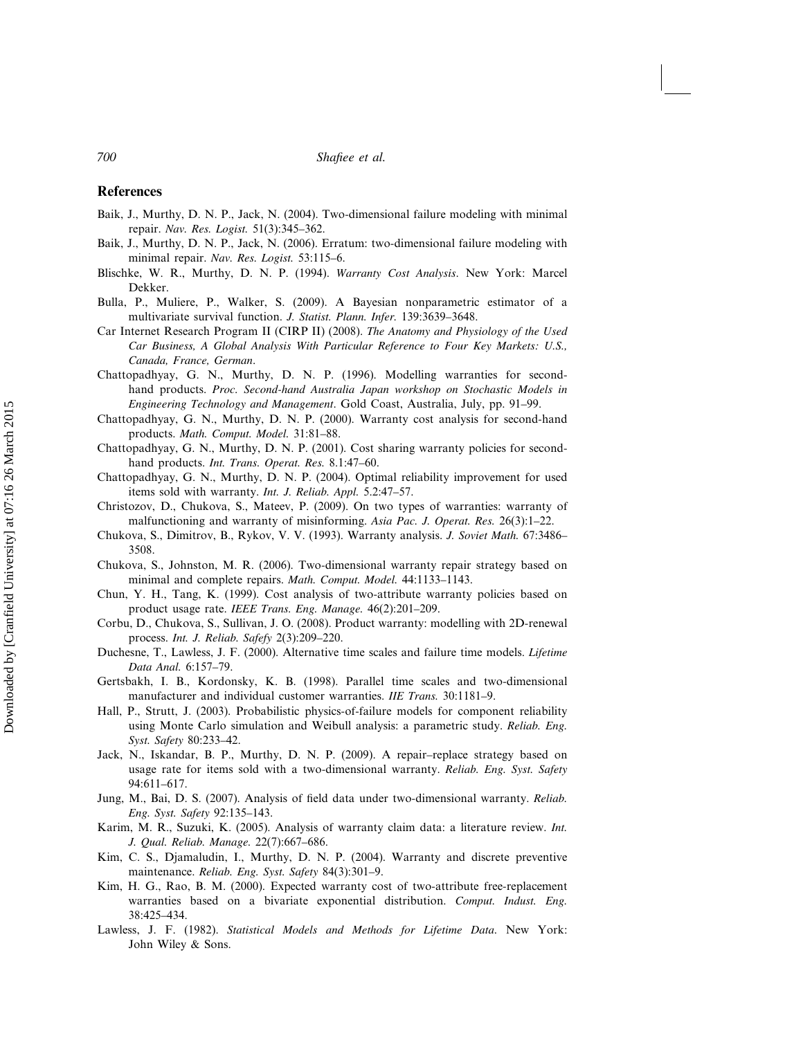## References

Baik, J., Murthy, D. N. P., Jack, N. (2004). Two-dimensional failure modeling with minimal repair. *Nav. Res. Logist.* 51(3):345–362.

Baik, J., Murthy, D. N. P., Jack, N. (2006). Erratum: two-dimensional failure modeling with minimal repair. *Nav. Res. Logist.* 53:115–6.

Blischke, W. R., Murthy, D. N. P. (1994). *Warranty Cost Analysis*. New York: Marcel Dekker.

Bulla, P., Muliere, P., Walker, S. (2009). A Bayesian nonparametric estimator of a multivariate survival function. *J. Statist. Plann. Infer.* 139:3639–3648.

Car Internet Research Program II (CIRP II) (2008). *The Anatomy and Physiology of the Used Car Business, A Global Analysis With Particular Reference to Four Key Markets: U.S., Canada, France, German*.

Chattopadhyay, G. N., Murthy, D. N. P. (1996). Modelling warranties for second-hand products. *Proc. Second-hand Australia Japan workshop on Stochastic Models in Engineering Technology and Management*. Gold Coast, Australia, July, pp. 91–99.

Chattopadhyay, G. N., Murthy, D. N. P. (2000). Warranty cost analysis for second-hand products. *Math. Comput. Model.* 31:81–88.

Chattopadhyay, G. N., Murthy, D. N. P. (2001). Cost sharing warranty policies for second-hand products. *Int. Trans. Operat. Res.* 8.1:47–60.

Chattopadhyay, G. N., Murthy, D. N. P. (2004). Optimal reliability improvement for used items sold with warranty. *Int. J. Reliab. Appl.* 5.2:47–57.

Christozov, D., Chukova, S., Mateev, P. (2009). On two types of warranties: warranty of malfunctioning and warranty of misinforming. *Asia Pac. J. Operat. Res.* 26(3):1–22.

Chukova, S., Dimitrov, B., Rykov, V. V. (1993). Warranty analysis. *J. Soviet Math.* 67:3486–3508.

Chukova, S., Johnston, M. R. (2006). Two-dimensional warranty repair strategy based on minimal and complete repairs. *Math. Comput. Model.* 44:1133–1143.

Chun, Y. H., Tang, K. (1999). Cost analysis of two-attribute warranty policies based on product usage rate. *IEEE Trans. Eng. Manage.* 46(2):201–209.

Corbu, D., Chukova, S., Sullivan, J. O. (2008). Product warranty: modelling with 2D-renewal process. *Int. J. Reliab. Safefy* 2(3):209–220.

Duchesne, T., Lawless, J. F. (2000). Alternative time scales and failure time models. *Lifetime Data Anal.* 6:157–79.

Gertsbakh, I. B., Kordonsky, K. B. (1998). Parallel time scales and two-dimensional manufacturer and individual customer warranties. *IIE Trans.* 30:1181–9.

Hall, P., Strutt, J. (2003). Probabilistic physics-of-failure models for component reliability using Monte Carlo simulation and Weibull analysis: a parametric study. *Reliab. Eng. Syst. Safety* 80:233–42.

Jack, N., Iskandar, B. P., Murthy, D. N. P. (2009). A repair–replace strategy based on usage rate for items sold with a two-dimensional warranty. *Reliab. Eng. Syst. Safety* 94:611–617.

Jung, M., Bai, D. S. (2007). Analysis of field data under two-dimensional warranty. *Reliab. Eng. Syst. Safety* 92:135–143.

Karim, M. R., Suzuki, K. (2005). Analysis of warranty claim data: a literature review. *Int. J. Qual. Reliab. Manage.* 22(7):667–686.

Kim, C. S., Djamaludin, I., Murthy, D. N. P. (2004). Warranty and discrete preventive maintenance. *Reliab. Eng. Syst. Safety* 84(3):301–9.

Kim, H. G., Rao, B. M. (2000). Expected warranty cost of two-attribute free-replacement warranties based on a bivariate exponential distribution. *Comput. Indust. Eng.* 38:425–434.

Lawless, J. F. (1982). *Statistical Models and Methods for Lifetime Data*. New York: John Wiley & Sons.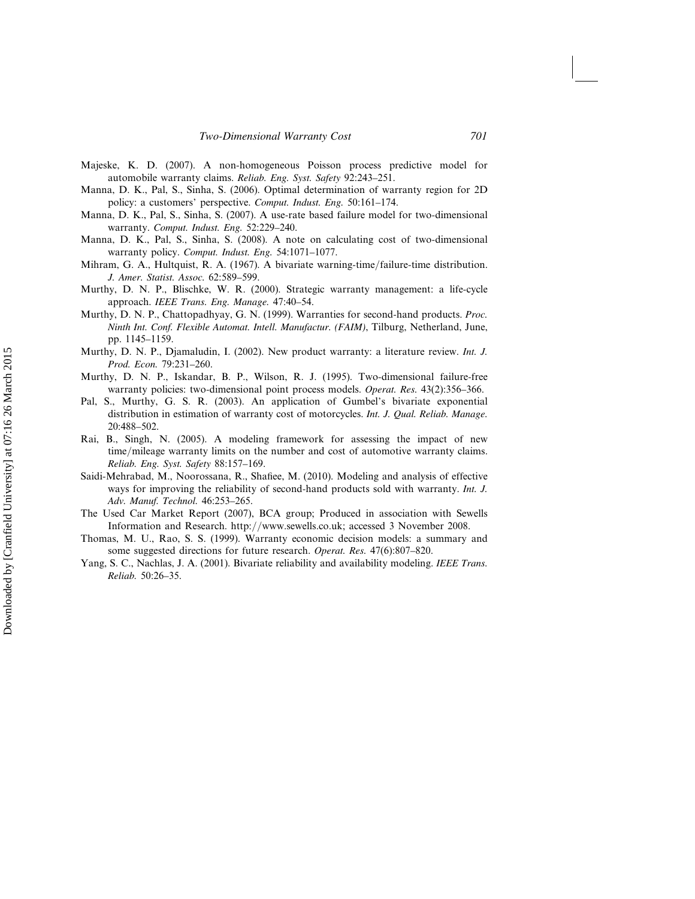Majeske, K. D. (2007). A non-homogeneous Poisson process predictive model for automobile warranty claims. *Reliab. Eng. Syst. Safety* 92:243–251.

Manna, D. K., Pal, S., Sinha, S. (2006). Optimal determination of warranty region for 2D policy: a customers' perspective. *Comput. Indust. Eng.* 50:161–174.

Manna, D. K., Pal, S., Sinha, S. (2007). A use-rate based failure model for two-dimensional warranty. *Comput. Indust. Eng.* 52:229–240.

Manna, D. K., Pal, S., Sinha, S. (2008). A note on calculating cost of two-dimensional warranty policy. *Comput. Indust. Eng.* 54:1071–1077.

Mihram, G. A., Hultquist, R. A. (1967). A bivariate warning-time/failure-time distribution. *J. Amer. Statist. Assoc.* 62:589–599.

Murthy, D. N. P., Blischke, W. R. (2000). Strategic warranty management: a life-cycle approach. *IEEE Trans. Eng. Manage.* 47:40–54.

Murthy, D. N. P., Chattopadhyay, G. N. (1999). Warranties for second-hand products. *Proc. Ninth Int. Conf. Flexible Automat. Intell. Manufactur. (FAIM)*, Tilburg, Netherland, June, pp. 1145–1159.

Murthy, D. N. P., Djamaludin, I. (2002). New product warranty: a literature review. *Int. J. Prod. Econ.* 79:231–260.

Murthy, D. N. P., Iskandar, B. P., Wilson, R. J. (1995). Two-dimensional failure-free warranty policies: two-dimensional point process models. *Operat. Res.* 43(2):356–366.

Pal, S., Murthy, G. S. R. (2003). An application of Gumbel's bivariate exponential distribution in estimation of warranty cost of motorcycles. *Int. J. Qual. Reliab. Manage.* 20:488–502.

Rai, B., Singh, N. (2005). A modeling framework for assessing the impact of new time/mileage warranty limits on the number and cost of automotive warranty claims. *Reliab. Eng. Syst. Safety* 88:157–169.

Saidi-Mehrabad, M., Noorossana, R., Shafiee, M. (2010). Modeling and analysis of effective ways for improving the reliability of second-hand products sold with warranty. *Int. J. Adv. Manuf. Technol.* 46:253–265.

The Used Car Market Report (2007), BCA group; Produced in association with Sewells Information and Research. http://www.sewells.co.uk; accessed 3 November 2008.

Thomas, M. U., Rao, S. S. (1999). Warranty economic decision models: a summary and some suggested directions for future research. *Operat. Res.* 47(6):807–820.

Yang, S. C., Nachlas, J. A. (2001). Bivariate reliability and availability modeling. *IEEE Trans. Reliab.* 50:26–35.